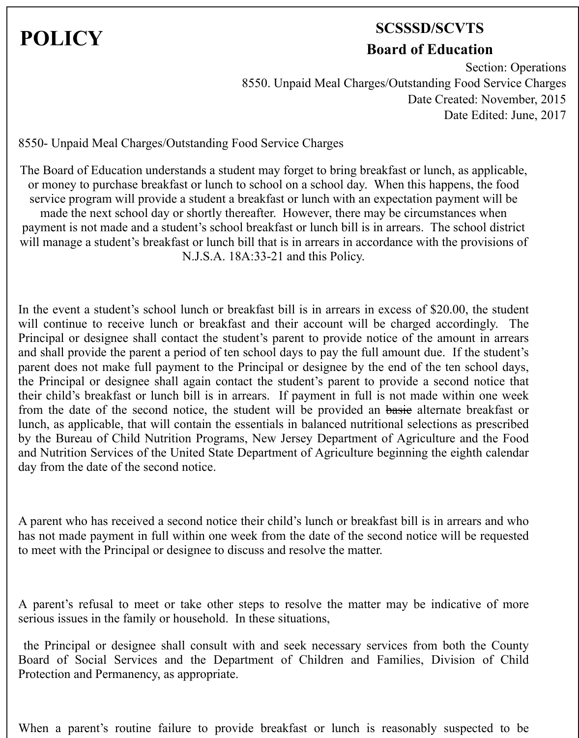# POLICY

**SCSSSD/SCVTS**
**Board of Education**

Section: Operations
8550. Unpaid Meal Charges/Outstanding Food Service Charges
Date Created: November, 2015
Date Edited: June, 2017

8550- Unpaid Meal Charges/Outstanding Food Service Charges

The Board of Education understands a student may forget to bring breakfast or lunch, as applicable, or money to purchase breakfast or lunch to school on a school day. When this happens, the food service program will provide a student a breakfast or lunch with an expectation payment will be made the next school day or shortly thereafter. However, there may be circumstances when payment is not made and a student's school breakfast or lunch bill is in arrears. The school district will manage a student's breakfast or lunch bill that is in arrears in accordance with the provisions of N.J.S.A. 18A:33-21 and this Policy.

In the event a student's school lunch or breakfast bill is in arrears in excess of $20.00, the student will continue to receive lunch or breakfast and their account will be charged accordingly. The Principal or designee shall contact the student's parent to provide notice of the amount in arrears and shall provide the parent a period of ten school days to pay the full amount due. If the student's parent does not make full payment to the Principal or designee by the end of the ten school days, the Principal or designee shall again contact the student's parent to provide a second notice that their child's breakfast or lunch bill is in arrears. If payment in full is not made within one week from the date of the second notice, the student will be provided an ~~basic~~ alternate breakfast or lunch, as applicable, that will contain the essentials in balanced nutritional selections as prescribed by the Bureau of Child Nutrition Programs, New Jersey Department of Agriculture and the Food and Nutrition Services of the United State Department of Agriculture beginning the eighth calendar day from the date of the second notice.

A parent who has received a second notice their child's lunch or breakfast bill is in arrears and who has not made payment in full within one week from the date of the second notice will be requested to meet with the Principal or designee to discuss and resolve the matter.

A parent's refusal to meet or take other steps to resolve the matter may be indicative of more serious issues in the family or household. In these situations,

the Principal or designee shall consult with and seek necessary services from both the County Board of Social Services and the Department of Children and Families, Division of Child Protection and Permanency, as appropriate.

When a parent's routine failure to provide breakfast or lunch is reasonably suspected to be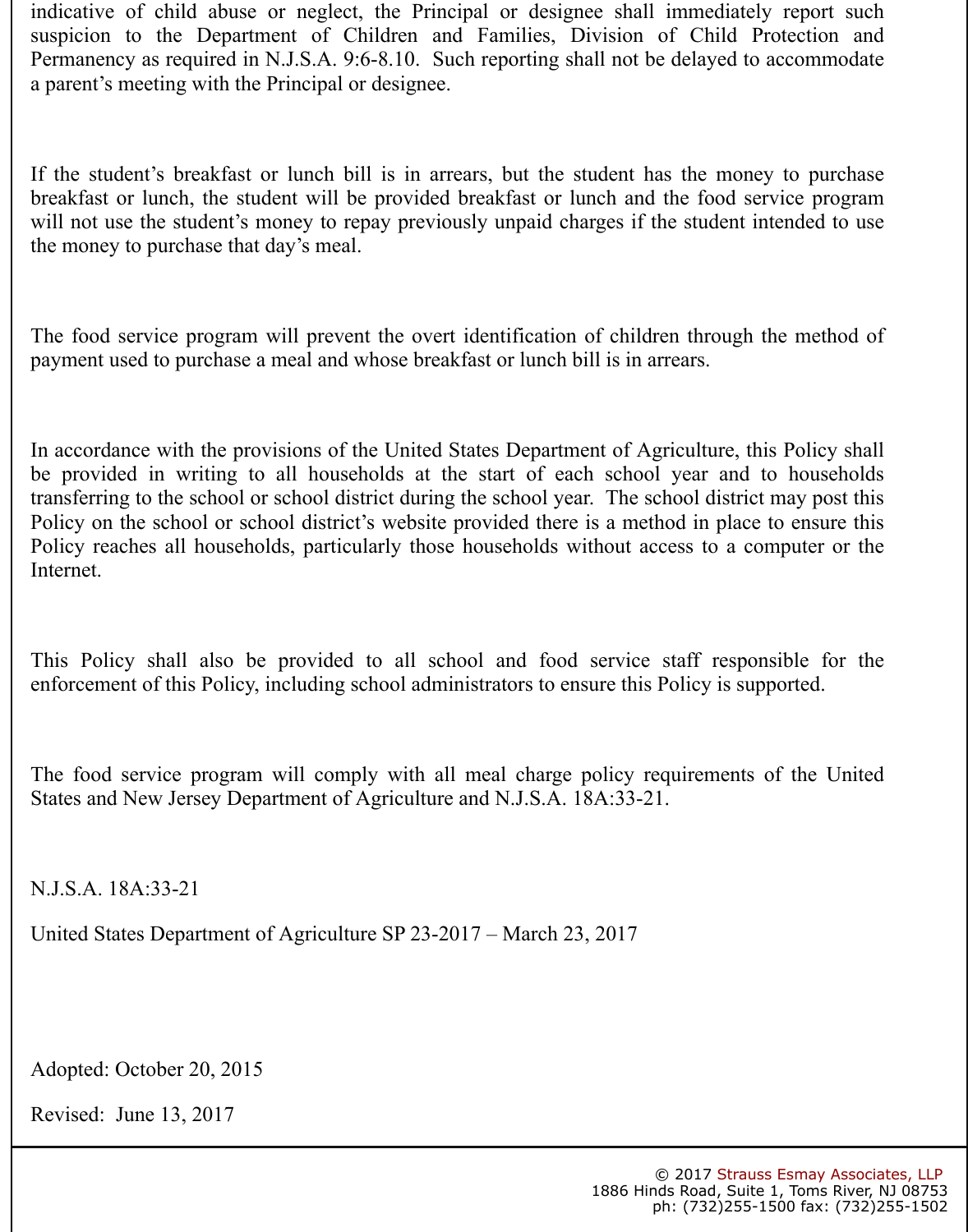indicative of child abuse or neglect, the Principal or designee shall immediately report such suspicion to the Department of Children and Families, Division of Child Protection and Permanency as required in N.J.S.A. 9:6-8.10. Such reporting shall not be delayed to accommodate a parent's meeting with the Principal or designee.

If the student's breakfast or lunch bill is in arrears, but the student has the money to purchase breakfast or lunch, the student will be provided breakfast or lunch and the food service program will not use the student's money to repay previously unpaid charges if the student intended to use the money to purchase that day's meal.

The food service program will prevent the overt identification of children through the method of payment used to purchase a meal and whose breakfast or lunch bill is in arrears.

In accordance with the provisions of the United States Department of Agriculture, this Policy shall be provided in writing to all households at the start of each school year and to households transferring to the school or school district during the school year. The school district may post this Policy on the school or school district's website provided there is a method in place to ensure this Policy reaches all households, particularly those households without access to a computer or the Internet.

This Policy shall also be provided to all school and food service staff responsible for the enforcement of this Policy, including school administrators to ensure this Policy is supported.

The food service program will comply with all meal charge policy requirements of the United States and New Jersey Department of Agriculture and N.J.S.A. 18A:33-21.

N.J.S.A. 18A:33-21

United States Department of Agriculture SP 23-2017 – March 23, 2017

Adopted: October 20, 2015

Revised: June 13, 2017